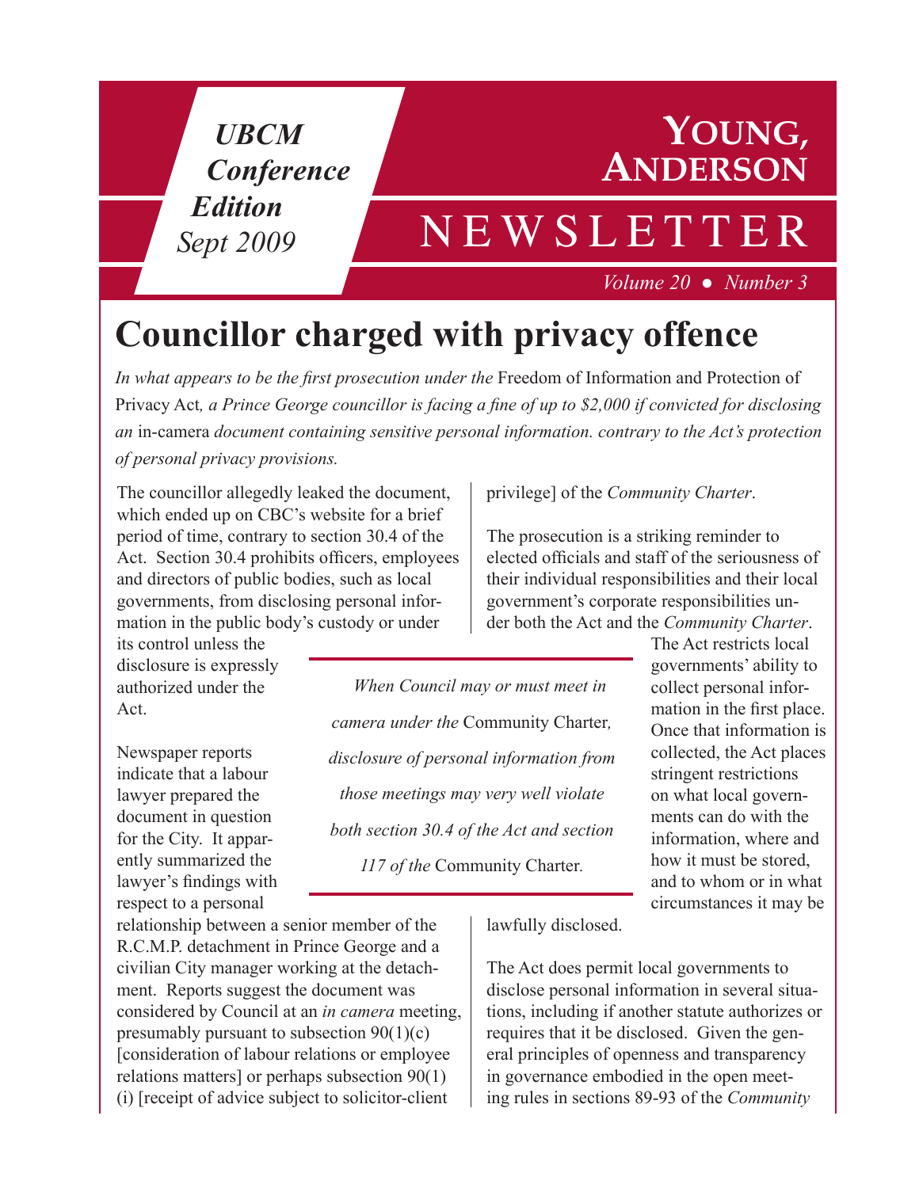*UBCM Conference Edition*
*Sept 2009*

# Young, Anderson NEWSLETTER

*Volume 20 ● Number 3*

# Councillor charged with privacy offence

*In what appears to be the first prosecution under the* Freedom of Information and Protection of Privacy Act*, a Prince George councillor is facing a fine of up to $2,000 if convicted for disclosing an* in-camera *document containing sensitive personal information. contrary to the Act's protection of personal privacy provisions.*

The councillor allegedly leaked the document, which ended up on CBC's website for a brief period of time, contrary to section 30.4 of the Act. Section 30.4 prohibits officers, employees and directors of public bodies, such as local governments, from disclosing personal information in the public body's custody or under its control unless the disclosure is expressly authorized under the Act.

Newspaper reports indicate that a labour lawyer prepared the document in question for the City. It apparently summarized the lawyer's findings with respect to a personal relationship between a senior member of the R.C.M.P. detachment in Prince George and a civilian City manager working at the detachment. Reports suggest the document was considered by Council at an *in camera* meeting, presumably pursuant to subsection 90(1)(c) [consideration of labour relations or employee relations matters] or perhaps subsection 90(1)(i) [receipt of advice subject to solicitor-client privilege] of the *Community Charter*.

The prosecution is a striking reminder to elected officials and staff of the seriousness of their individual responsibilities and their local government's corporate responsibilities under both the Act and the *Community Charter*.

> *When Council may or must meet in camera under the* Community Charter*, disclosure of personal information from those meetings may very well violate both section 30.4 of the Act and section 117 of the* Community Charter*.*

The Act restricts local governments' ability to collect personal information in the first place. Once that information is collected, the Act places stringent restrictions on what local governments can do with the information, where and how it must be stored, and to whom or in what circumstances it may be lawfully disclosed.

The Act does permit local governments to disclose personal information in several situations, including if another statute authorizes or requires that it be disclosed. Given the general principles of openness and transparency in governance embodied in the open meeting rules in sections 89-93 of the *Community*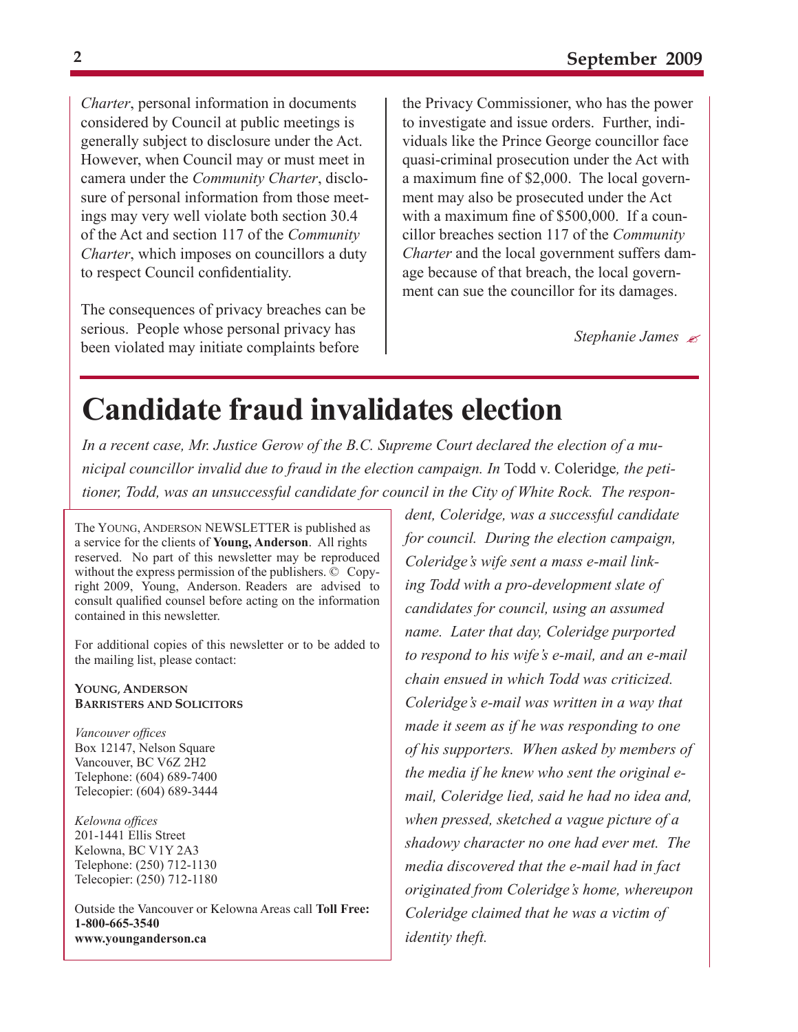*Charter*, personal information in documents considered by Council at public meetings is generally subject to disclosure under the Act. However, when Council may or must meet in camera under the *Community Charter*, disclosure of personal information from those meetings may very well violate both section 30.4 of the Act and section 117 of the *Community Charter*, which imposes on councillors a duty to respect Council confidentiality.

The consequences of privacy breaches can be serious. People whose personal privacy has been violated may initiate complaints before the Privacy Commissioner, who has the power to investigate and issue orders. Further, individuals like the Prince George councillor face quasi-criminal prosecution under the Act with a maximum fine of $2,000. The local government may also be prosecuted under the Act with a maximum fine of $500,000. If a councillor breaches section 117 of the *Community Charter* and the local government suffers damage because of that breach, the local government can sue the councillor for its damages.

*Stephanie James*

# Candidate fraud invalidates election

*In a recent case, Mr. Justice Gerow of the B.C. Supreme Court declared the election of a municipal councillor invalid due to fraud in the election campaign. In* Todd v. Coleridge*, the petitioner, Todd, was an unsuccessful candidate for council in the City of White Rock. The respondent, Coleridge, was a successful candidate for council. During the election campaign, Coleridge's wife sent a mass e-mail linking Todd with a pro-development slate of candidates for council, using an assumed name. Later that day, Coleridge purported to respond to his wife's e-mail, and an e-mail chain ensued in which Todd was criticized. Coleridge's e-mail was written in a way that made it seem as if he was responding to one of his supporters. When asked by members of the media if he knew who sent the original e-mail, Coleridge lied, said he had no idea and, when pressed, sketched a vague picture of a shadowy character no one had ever met. The media discovered that the e-mail had in fact originated from Coleridge's home, whereupon Coleridge claimed that he was a victim of identity theft.*

---

The YOUNG, ANDERSON NEWSLETTER is published as a service for the clients of **Young, Anderson**. All rights reserved. No part of this newsletter may be reproduced without the express permission of the publishers. © Copyright 2009, Young, Anderson. Readers are advised to consult qualified counsel before acting on the information contained in this newsletter.

For additional copies of this newsletter or to be added to the mailing list, please contact:

**YOUNG, ANDERSON**
**BARRISTERS AND SOLICITORS**

*Vancouver offices*
Box 12147, Nelson Square
Vancouver, BC V6Z 2H2
Telephone: (604) 689-7400
Telecopier: (604) 689-3444

*Kelowna offices*
201-1441 Ellis Street
Kelowna, BC V1Y 2A3
Telephone: (250) 712-1130
Telecopier: (250) 712-1180

Outside the Vancouver or Kelowna Areas call **Toll Free: 1-800-665-3540**
**www.younganderson.ca**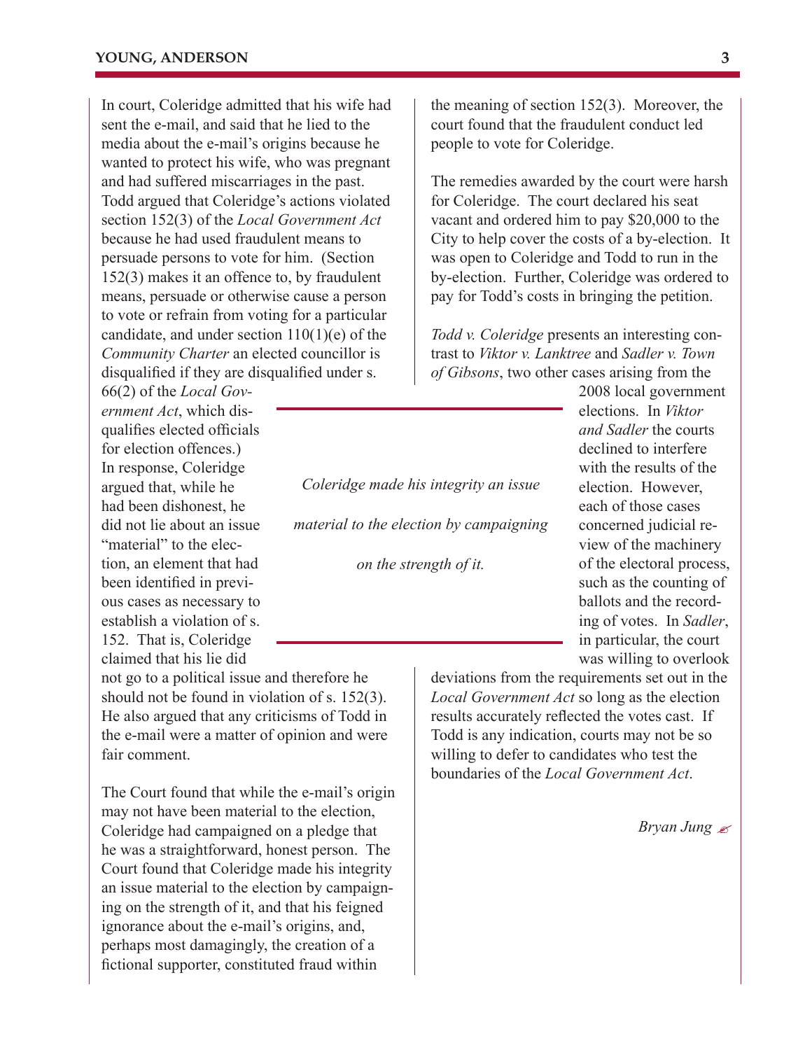In court, Coleridge admitted that his wife had sent the e-mail, and said that he lied to the media about the e-mail's origins because he wanted to protect his wife, who was pregnant and had suffered miscarriages in the past. Todd argued that Coleridge's actions violated section 152(3) of the *Local Government Act* because he had used fraudulent means to persuade persons to vote for him. (Section 152(3) makes it an offence to, by fraudulent means, persuade or otherwise cause a person to vote or refrain from voting for a particular candidate, and under section 110(1)(e) of the *Community Charter* an elected councillor is disqualified if they are disqualified under s. 66(2) of the *Local Government Act*, which disqualifies elected officials for election offences.) In response, Coleridge argued that, while he had been dishonest, he did not lie about an issue "material" to the election, an element that had been identified in previous cases as necessary to establish a violation of s. 152. That is, Coleridge claimed that his lie did not go to a political issue and therefore he should not be found in violation of s. 152(3). He also argued that any criticisms of Todd in the e-mail were a matter of opinion and were fair comment.

The Court found that while the e-mail's origin may not have been material to the election, Coleridge had campaigned on a pledge that he was a straightforward, honest person. The Court found that Coleridge made his integrity an issue material to the election by campaigning on the strength of it, and that his feigned ignorance about the e-mail's origins, and, perhaps most damagingly, the creation of a fictional supporter, constituted fraud within the meaning of section 152(3). Moreover, the court found that the fraudulent conduct led people to vote for Coleridge.

> *Coleridge made his integrity an issue material to the election by campaigning on the strength of it.*

The remedies awarded by the court were harsh for Coleridge. The court declared his seat vacant and ordered him to pay $20,000 to the City to help cover the costs of a by-election. It was open to Coleridge and Todd to run in the by-election. Further, Coleridge was ordered to pay for Todd's costs in bringing the petition.

*Todd v. Coleridge* presents an interesting contrast to *Viktor v. Lanktree* and *Sadler v. Town of Gibsons*, two other cases arising from the 2008 local government elections. In *Viktor and Sadler* the courts declined to interfere with the results of the election. However, each of those cases concerned judicial review of the machinery of the electoral process, such as the counting of ballots and the recording of votes. In *Sadler*, in particular, the court was willing to overlook deviations from the requirements set out in the *Local Government Act* so long as the election results accurately reflected the votes cast. If *Todd* is any indication, courts may not be so willing to defer to candidates who test the boundaries of the *Local Government Act*.

*Bryan Jung*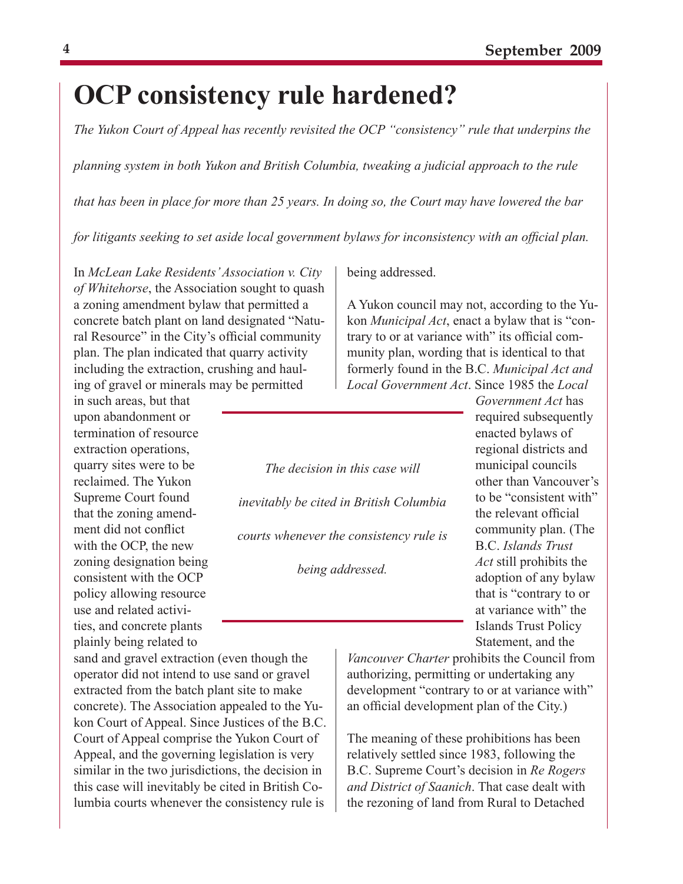# OCP consistency rule hardened?

*The Yukon Court of Appeal has recently revisited the OCP "consistency" rule that underpins the planning system in both Yukon and British Columbia, tweaking a judicial approach to the rule that has been in place for more than 25 years. In doing so, the Court may have lowered the bar for litigants seeking to set aside local government bylaws for inconsistency with an official plan.*

In *McLean Lake Residents' Association v. City of Whitehorse*, the Association sought to quash a zoning amendment bylaw that permitted a concrete batch plant on land designated "Natural Resource" in the City's official community plan. The plan indicated that quarry activity including the extraction, crushing and hauling of gravel or minerals may be permitted in such areas, but that upon abandonment or termination of resource extraction operations, quarry sites were to be reclaimed. The Yukon Supreme Court found that the zoning amendment did not conflict with the OCP, the new zoning designation being consistent with the OCP policy allowing resource use and related activities, and concrete plants plainly being related to sand and gravel extraction (even though the operator did not intend to use sand or gravel extracted from the batch plant site to make concrete). The Association appealed to the Yukon Court of Appeal. Since Justices of the B.C. Court of Appeal comprise the Yukon Court of Appeal, and the governing legislation is very similar in the two jurisdictions, the decision in this case will inevitably be cited in British Columbia courts whenever the consistency rule is being addressed.

> *The decision in this case will inevitably be cited in British Columbia courts whenever the consistency rule is being addressed.*

A Yukon council may not, according to the Yukon *Municipal Act*, enact a bylaw that is "contrary to or at variance with" its official community plan, wording that is identical to that formerly found in the B.C. *Municipal Act and Local Government Act*. Since 1985 the *Local Government Act* has required subsequently enacted bylaws of regional districts and municipal councils other than Vancouver's to be "consistent with" the relevant official community plan. (The B.C. *Islands Trust Act* still prohibits the adoption of any bylaw that is "contrary to or at variance with" the Islands Trust Policy Statement, and the *Vancouver Charter* prohibits the Council from authorizing, permitting or undertaking any development "contrary to or at variance with" an official development plan of the City.)

The meaning of these prohibitions has been relatively settled since 1983, following the B.C. Supreme Court's decision in *Re Rogers and District of Saanich*. That case dealt with the rezoning of land from Rural to Detached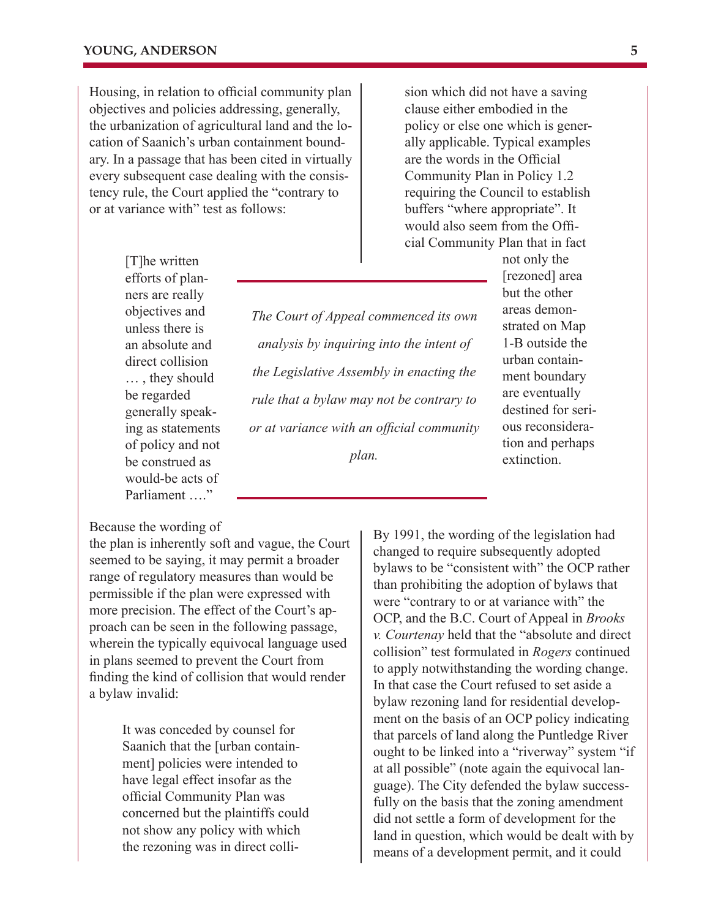Housing, in relation to official community plan objectives and policies addressing, generally, the urbanization of agricultural land and the location of Saanich's urban containment boundary. In a passage that has been cited in virtually every subsequent case dealing with the consistency rule, the Court applied the "contrary to or at variance with" test as follows:

> [T]he written efforts of planners are really objectives and unless there is an absolute and direct collision … , they should be regarded generally speaking as statements of policy and not be construed as would-be acts of Parliament …."

Because the wording of the plan is inherently soft and vague, the Court seemed to be saying, it may permit a broader range of regulatory measures than would be permissible if the plan were expressed with more precision. The effect of the Court's approach can be seen in the following passage, wherein the typically equivocal language used in plans seemed to prevent the Court from finding the kind of collision that would render a bylaw invalid:

> It was conceded by counsel for Saanich that the [urban containment] policies were intended to have legal effect insofar as the official Community Plan was concerned but the plaintiffs could not show any policy with which the rezoning was in direct collision which did not have a saving clause either embodied in the policy or else one which is generally applicable. Typical examples are the words in the Official Community Plan in Policy 1.2 requiring the Council to establish buffers "where appropriate". It would also seem from the Official Community Plan that in fact not only the [rezoned] area but the other areas demonstrated on Map 1-B outside the urban containment boundary are eventually destined for serious reconsideration and perhaps extinction.

*The Court of Appeal commenced its own analysis by inquiring into the intent of the Legislative Assembly in enacting the rule that a bylaw may not be contrary to or at variance with an official community plan.*

By 1991, the wording of the legislation had changed to require subsequently adopted bylaws to be "consistent with" the OCP rather than prohibiting the adoption of bylaws that were "contrary to or at variance with" the OCP, and the B.C. Court of Appeal in *Brooks v. Courtenay* held that the "absolute and direct collision" test formulated in *Rogers* continued to apply notwithstanding the wording change. In that case the Court refused to set aside a bylaw rezoning land for residential development on the basis of an OCP policy indicating that parcels of land along the Puntledge River ought to be linked into a "riverway" system "if at all possible" (note again the equivocal language). The City defended the bylaw successfully on the basis that the zoning amendment did not settle a form of development for the land in question, which would be dealt with by means of a development permit, and it could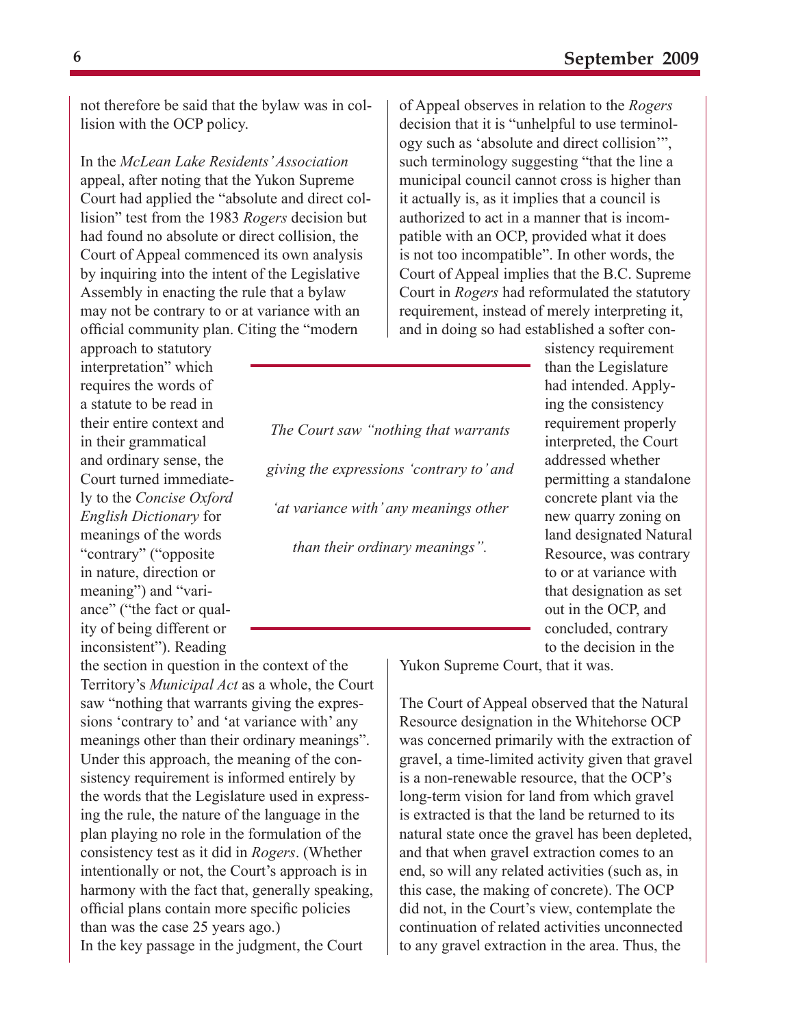not therefore be said that the bylaw was in collision with the OCP policy.

In the *McLean Lake Residents' Association* appeal, after noting that the Yukon Supreme Court had applied the "absolute and direct collision" test from the 1983 *Rogers* decision but had found no absolute or direct collision, the Court of Appeal commenced its own analysis by inquiring into the intent of the Legislative Assembly in enacting the rule that a bylaw may not be contrary to or at variance with an official community plan. Citing the "modern approach to statutory interpretation" which requires the words of a statute to be read in their entire context and in their grammatical and ordinary sense, the Court turned immediately to the *Concise Oxford English Dictionary* for meanings of the words "contrary" ("opposite in nature, direction or meaning") and "variance" ("the fact or quality of being different or inconsistent"). Reading the section in question in the context of the Territory's *Municipal Act* as a whole, the Court saw "nothing that warrants giving the expressions 'contrary to' and 'at variance with' any meanings other than their ordinary meanings". Under this approach, the meaning of the consistency requirement is informed entirely by the words that the Legislature used in expressing the rule, the nature of the language in the plan playing no role in the formulation of the consistency test as it did in *Rogers*. (Whether intentionally or not, the Court's approach is in harmony with the fact that, generally speaking, official plans contain more specific policies than was the case 25 years ago.)

In the key passage in the judgment, the Court of Appeal observes in relation to the *Rogers* decision that it is "unhelpful to use terminology such as 'absolute and direct collision'", such terminology suggesting "that the line a municipal council cannot cross is higher than it actually is, as it implies that a council is authorized to act in a manner that is incompatible with an OCP, provided what it does is not too incompatible". In other words, the Court of Appeal implies that the B.C. Supreme Court in *Rogers* had reformulated the statutory requirement, instead of merely interpreting it, and in doing so had established a softer consistency requirement than the Legislature had intended. Applying the consistency requirement properly interpreted, the Court addressed whether permitting a standalone concrete plant via the new quarry zoning on land designated Natural Resource, was contrary to or at variance with that designation as set out in the OCP, and concluded, contrary to the decision in the Yukon Supreme Court, that it was.

*The Court saw "nothing that warrants giving the expressions 'contrary to' and 'at variance with' any meanings other than their ordinary meanings".*

The Court of Appeal observed that the Natural Resource designation in the Whitehorse OCP was concerned primarily with the extraction of gravel, a time-limited activity given that gravel is a non-renewable resource, that the OCP's long-term vision for land from which gravel is extracted is that the land be returned to its natural state once the gravel has been depleted, and that when gravel extraction comes to an end, so will any related activities (such as, in this case, the making of concrete). The OCP did not, in the Court's view, contemplate the continuation of related activities unconnected to any gravel extraction in the area. Thus, the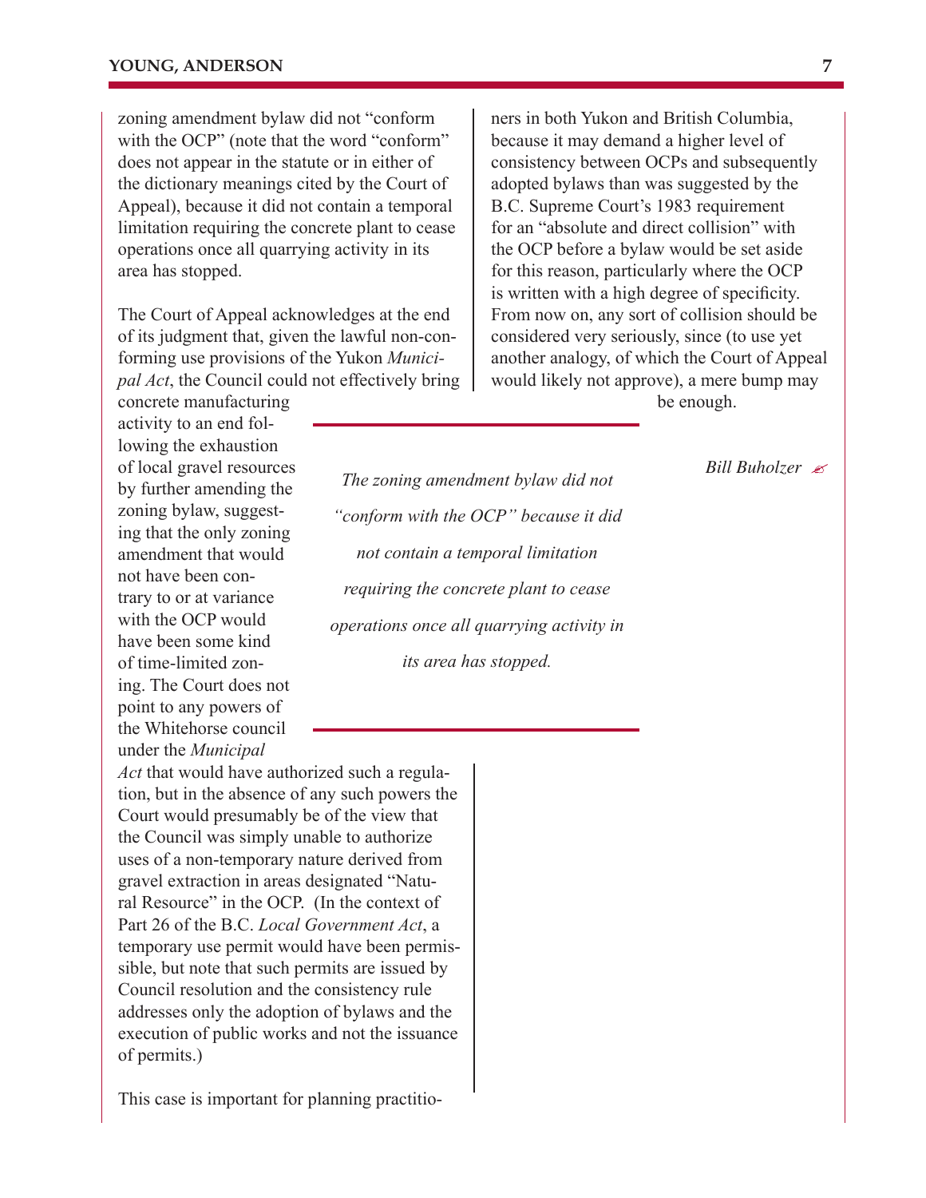zoning amendment bylaw did not "conform with the OCP" (note that the word "conform" does not appear in the statute or in either of the dictionary meanings cited by the Court of Appeal), because it did not contain a temporal limitation requiring the concrete plant to cease operations once all quarrying activity in its area has stopped.

The Court of Appeal acknowledges at the end of its judgment that, given the lawful non-conforming use provisions of the Yukon *Municipal Act*, the Council could not effectively bring concrete manufacturing activity to an end following the exhaustion of local gravel resources by further amending the zoning bylaw, suggesting that the only zoning amendment that would not have been contrary to or at variance with the OCP would have been some kind of time-limited zoning. The Court does not point to any powers of the Whitehorse council under the *Municipal Act* that would have authorized such a regulation, but in the absence of any such powers the Court would presumably be of the view that the Council was simply unable to authorize uses of a non-temporary nature derived from gravel extraction in areas designated "Natural Resource" in the OCP. (In the context of Part 26 of the B.C. *Local Government Act*, a temporary use permit would have been permissible, but note that such permits are issued by Council resolution and the consistency rule addresses only the adoption of bylaws and the execution of public works and not the issuance of permits.)

> *The zoning amendment bylaw did not "conform with the OCP" because it did not contain a temporal limitation requiring the concrete plant to cease operations once all quarrying activity in its area has stopped.*

This case is important for planning practitioners in both Yukon and British Columbia, because it may demand a higher level of consistency between OCPs and subsequently adopted bylaws than was suggested by the B.C. Supreme Court's 1983 requirement for an "absolute and direct collision" with the OCP before a bylaw would be set aside for this reason, particularly where the OCP is written with a high degree of specificity. From now on, any sort of collision should be considered very seriously, since (to use yet another analogy, of which the Court of Appeal would likely not approve), a mere bump may be enough.

*Bill Buholzer* ✍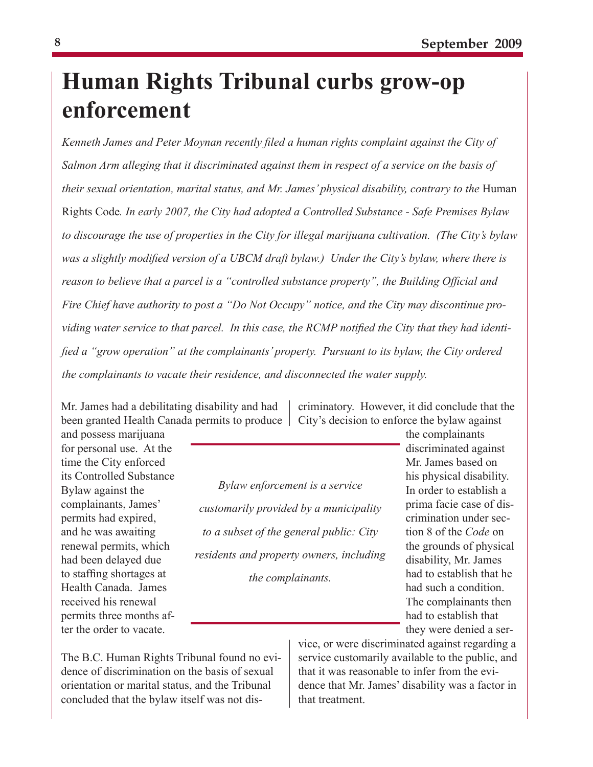# Human Rights Tribunal curbs grow-op enforcement

*Kenneth James and Peter Moynan recently filed a human rights complaint against the City of Salmon Arm alleging that it discriminated against them in respect of a service on the basis of their sexual orientation, marital status, and Mr. James' physical disability, contrary to the* Human Rights Code*. In early 2007, the City had adopted a Controlled Substance - Safe Premises Bylaw to discourage the use of properties in the City for illegal marijuana cultivation. (The City's bylaw was a slightly modified version of a UBCM draft bylaw.) Under the City's bylaw, where there is reason to believe that a parcel is a "controlled substance property", the Building Official and Fire Chief have authority to post a "Do Not Occupy" notice, and the City may discontinue providing water service to that parcel. In this case, the RCMP notified the City that they had identified a "grow operation" at the complainants' property. Pursuant to its bylaw, the City ordered the complainants to vacate their residence, and disconnected the water supply.*

Mr. James had a debilitating disability and had been granted Health Canada permits to produce and possess marijuana for personal use. At the time the City enforced its Controlled Substance Bylaw against the complainants, James' permits had expired, and he was awaiting renewal permits, which had been delayed due to staffing shortages at Health Canada. James received his renewal permits three months after the order to vacate.

The B.C. Human Rights Tribunal found no evidence of discrimination on the basis of sexual orientation or marital status, and the Tribunal concluded that the bylaw itself was not discriminatory. However, it did conclude that the City's decision to enforce the bylaw against the complainants discriminated against Mr. James based on his physical disability. In order to establish a prima facie case of discrimination under section 8 of the *Code* on the grounds of physical disability, Mr. James had to establish that he had such a condition. The complainants then had to establish that they were denied a service, or were discriminated against regarding a service customarily available to the public, and that it was reasonable to infer from the evidence that Mr. James' disability was a factor in that treatment.

*Bylaw enforcement is a service customarily provided by a municipality to a subset of the general public: City residents and property owners, including the complainants.*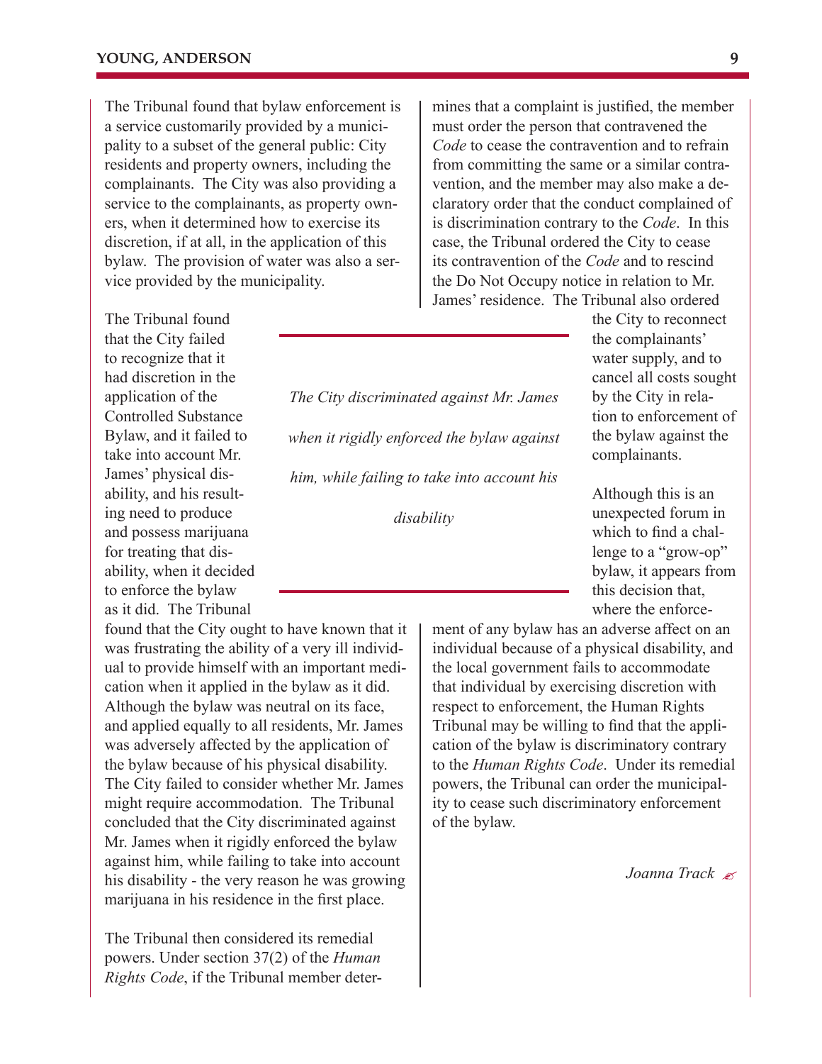The Tribunal found that bylaw enforcement is a service customarily provided by a municipality to a subset of the general public: City residents and property owners, including the complainants. The City was also providing a service to the complainants, as property owners, when it determined how to exercise its discretion, if at all, in the application of this bylaw. The provision of water was also a service provided by the municipality.

The Tribunal found that the City failed to recognize that it had discretion in the application of the Controlled Substance Bylaw, and it failed to take into account Mr. James' physical disability, and his resulting need to produce and possess marijuana for treating that disability, when it decided to enforce the bylaw as it did. The Tribunal found that the City ought to have known that it was frustrating the ability of a very ill individual to provide himself with an important medication when it applied in the bylaw as it did. Although the bylaw was neutral on its face, and applied equally to all residents, Mr. James was adversely affected by the application of the bylaw because of his physical disability. The City failed to consider whether Mr. James might require accommodation. The Tribunal concluded that the City discriminated against Mr. James when it rigidly enforced the bylaw against him, while failing to take into account his disability - the very reason he was growing marijuana in his residence in the first place.

*The City discriminated against Mr. James when it rigidly enforced the bylaw against him, while failing to take into account his disability*

The Tribunal then considered its remedial powers. Under section 37(2) of the *Human Rights Code*, if the Tribunal member determines that a complaint is justified, the member must order the person that contravened the *Code* to cease the contravention and to refrain from committing the same or a similar contravention, and the member may also make a declaratory order that the conduct complained of is discrimination contrary to the *Code*. In this case, the Tribunal ordered the City to cease its contravention of the *Code* and to rescind the Do Not Occupy notice in relation to Mr. James' residence. The Tribunal also ordered the City to reconnect the complainants' water supply, and to cancel all costs sought by the City in relation to enforcement of the bylaw against the complainants.

Although this is an unexpected forum in which to find a challenge to a "grow-op" bylaw, it appears from this decision that, where the enforcement of any bylaw has an adverse affect on an individual because of a physical disability, and the local government fails to accommodate that individual by exercising discretion with respect to enforcement, the Human Rights Tribunal may be willing to find that the application of the bylaw is discriminatory contrary to the *Human Rights Code*. Under its remedial powers, the Tribunal can order the municipality to cease such discriminatory enforcement of the bylaw.

*Joanna Track*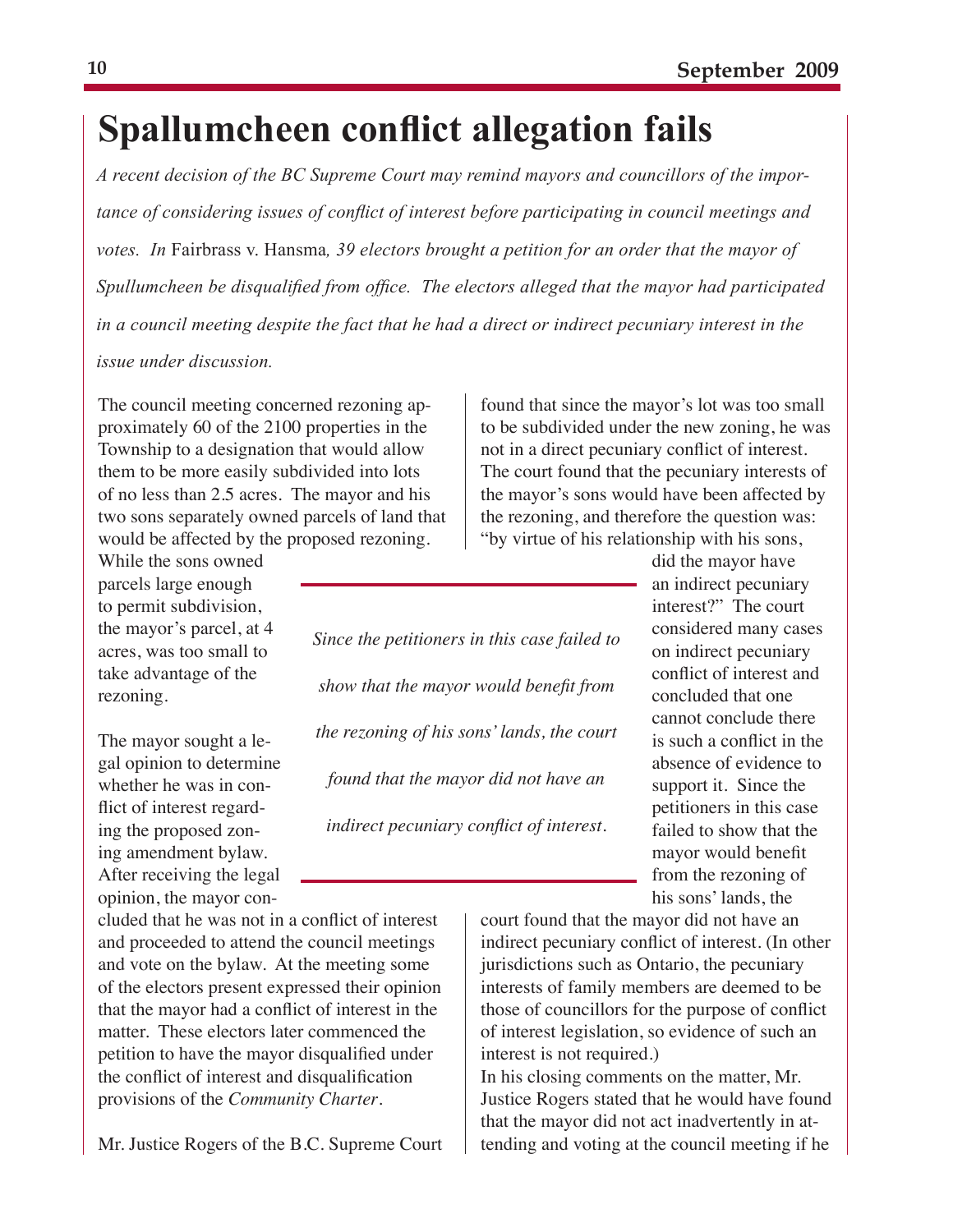# Spallumcheen conflict allegation fails

*A recent decision of the BC Supreme Court may remind mayors and councillors of the importance of considering issues of conflict of interest before participating in council meetings and votes. In* Fairbrass v. Hansma*, 39 electors brought a petition for an order that the mayor of Spullumcheen be disqualified from office. The electors alleged that the mayor had participated in a council meeting despite the fact that he had a direct or indirect pecuniary interest in the issue under discussion.*

The council meeting concerned rezoning approximately 60 of the 2100 properties in the Township to a designation that would allow them to be more easily subdivided into lots of no less than 2.5 acres. The mayor and his two sons separately owned parcels of land that would be affected by the proposed rezoning. While the sons owned parcels large enough to permit subdivision, the mayor's parcel, at 4 acres, was too small to take advantage of the rezoning.

The mayor sought a legal opinion to determine whether he was in conflict of interest regarding the proposed zoning amendment bylaw. After receiving the legal opinion, the mayor concluded that he was not in a conflict of interest and proceeded to attend the council meetings and vote on the bylaw. At the meeting some of the electors present expressed their opinion that the mayor had a conflict of interest in the matter. These electors later commenced the petition to have the mayor disqualified under the conflict of interest and disqualification provisions of the *Community Charter*.

Mr. Justice Rogers of the B.C. Supreme Court found that since the mayor's lot was too small to be subdivided under the new zoning, he was not in a direct pecuniary conflict of interest. The court found that the pecuniary interests of the mayor's sons would have been affected by the rezoning, and therefore the question was: "by virtue of his relationship with his sons, did the mayor have an indirect pecuniary interest?" The court considered many cases on indirect pecuniary conflict of interest and concluded that one cannot conclude there is such a conflict in the absence of evidence to support it. Since the petitioners in this case failed to show that the mayor would benefit from the rezoning of his sons' lands, the court found that the mayor did not have an indirect pecuniary conflict of interest. (In other jurisdictions such as Ontario, the pecuniary interests of family members are deemed to be those of councillors for the purpose of conflict of interest legislation, so evidence of such an interest is not required.)

> *Since the petitioners in this case failed to show that the mayor would benefit from the rezoning of his sons' lands, the court found that the mayor did not have an indirect pecuniary conflict of interest.*

In his closing comments on the matter, Mr. Justice Rogers stated that he would have found that the mayor did not act inadvertently in attending and voting at the council meeting if he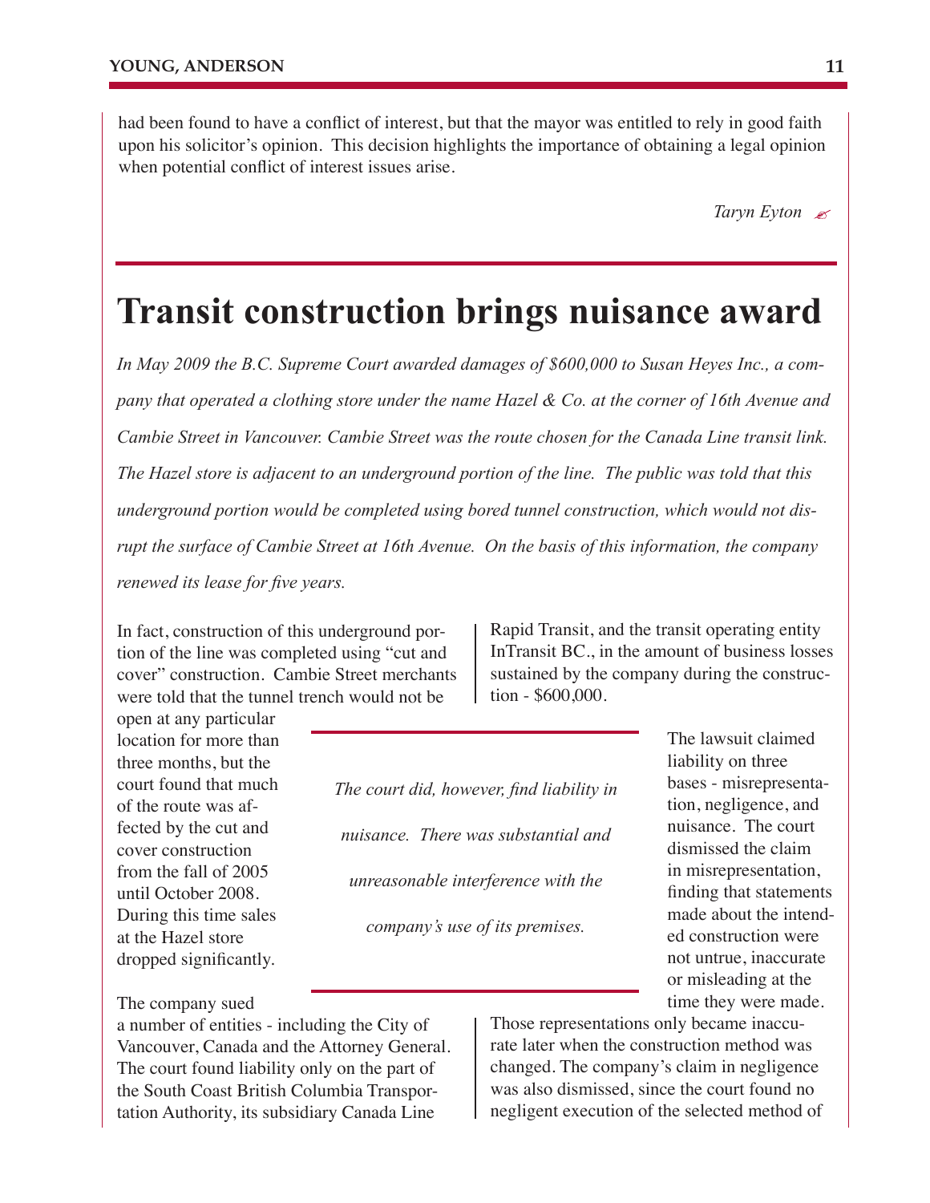had been found to have a conflict of interest, but that the mayor was entitled to rely in good faith upon his solicitor's opinion. This decision highlights the importance of obtaining a legal opinion when potential conflict of interest issues arise.

*Taryn Eyton*

# Transit construction brings nuisance award

*In May 2009 the B.C. Supreme Court awarded damages of $600,000 to Susan Heyes Inc., a company that operated a clothing store under the name Hazel & Co. at the corner of 16th Avenue and Cambie Street in Vancouver. Cambie Street was the route chosen for the Canada Line transit link. The Hazel store is adjacent to an underground portion of the line. The public was told that this underground portion would be completed using bored tunnel construction, which would not disrupt the surface of Cambie Street at 16th Avenue. On the basis of this information, the company renewed its lease for five years.*

In fact, construction of this underground portion of the line was completed using "cut and cover" construction. Cambie Street merchants were told that the tunnel trench would not be open at any particular location for more than three months, but the court found that much of the route was affected by the cut and cover construction from the fall of 2005 until October 2008. During this time sales at the Hazel store dropped significantly.

The company sued a number of entities - including the City of Vancouver, Canada and the Attorney General. The court found liability only on the part of the South Coast British Columbia Transportation Authority, its subsidiary Canada Line Rapid Transit, and the transit operating entity InTransit BC., in the amount of business losses sustained by the company during the construction - $600,000.

> *The court did, however, find liability in nuisance. There was substantial and unreasonable interference with the company's use of its premises.*

The lawsuit claimed liability on three bases - misrepresentation, negligence, and nuisance. The court dismissed the claim in misrepresentation, finding that statements made about the intended construction were not untrue, inaccurate or misleading at the time they were made. Those representations only became inaccurate later when the construction method was changed. The company's claim in negligence was also dismissed, since the court found no negligent execution of the selected method of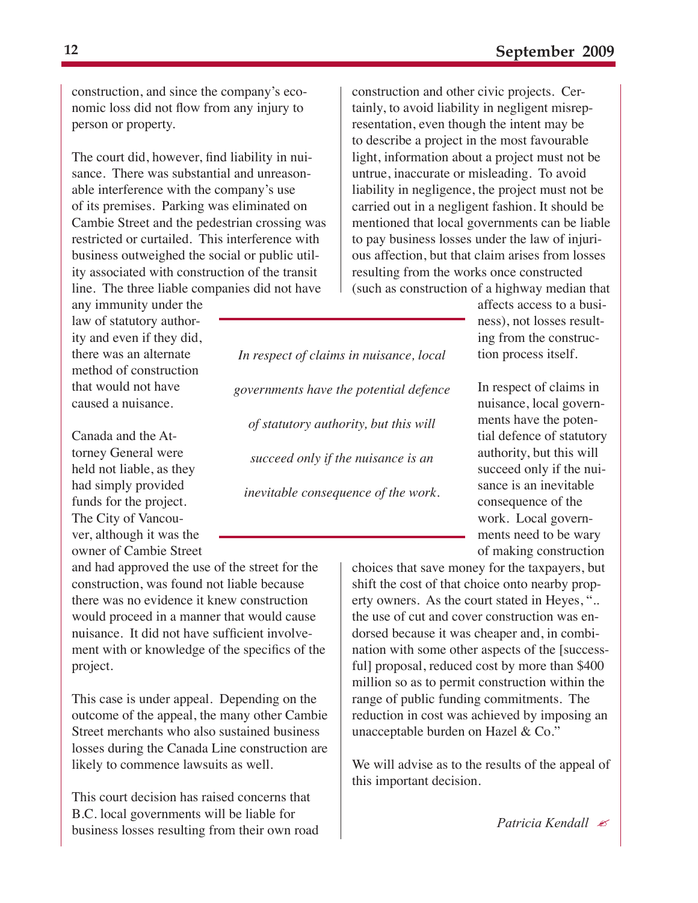construction, and since the company's economic loss did not flow from any injury to person or property.

The court did, however, find liability in nuisance. There was substantial and unreasonable interference with the company's use of its premises. Parking was eliminated on Cambie Street and the pedestrian crossing was restricted or curtailed. This interference with business outweighed the social or public utility associated with construction of the transit line. The three liable companies did not have any immunity under the law of statutory authority and even if they did, there was an alternate method of construction that would not have caused a nuisance.

Canada and the Attorney General were held not liable, as they had simply provided funds for the project. The City of Vancouver, although it was the owner of Cambie Street and had approved the use of the street for the construction, was found not liable because there was no evidence it knew construction would proceed in a manner that would cause nuisance. It did not have sufficient involvement with or knowledge of the specifics of the project.

This case is under appeal. Depending on the outcome of the appeal, the many other Cambie Street merchants who also sustained business losses during the Canada Line construction are likely to commence lawsuits as well.

This court decision has raised concerns that B.C. local governments will be liable for business losses resulting from their own road construction and other civic projects. Certainly, to avoid liability in negligent misrepresentation, even though the intent may be to describe a project in the most favourable light, information about a project must not be untrue, inaccurate or misleading. To avoid liability in negligence, the project must not be carried out in a negligent fashion. It should be mentioned that local governments can be liable to pay business losses under the law of injurious affection, but that claim arises from losses resulting from the works once constructed (such as construction of a highway median that affects access to a business), not losses resulting from the construction process itself.

*In respect of claims in nuisance, local governments have the potential defence of statutory authority, but this will succeed only if the nuisance is an inevitable consequence of the work.*

In respect of claims in nuisance, local governments have the potential defence of statutory authority, but this will succeed only if the nuisance is an inevitable consequence of the work. Local governments need to be wary of making construction choices that save money for the taxpayers, but shift the cost of that choice onto nearby property owners. As the court stated in Heyes, ".. the use of cut and cover construction was endorsed because it was cheaper and, in combination with some other aspects of the [successful] proposal, reduced cost by more than $400 million so as to permit construction within the range of public funding commitments. The reduction in cost was achieved by imposing an unacceptable burden on Hazel & Co."

We will advise as to the results of the appeal of this important decision.

*Patricia Kendall*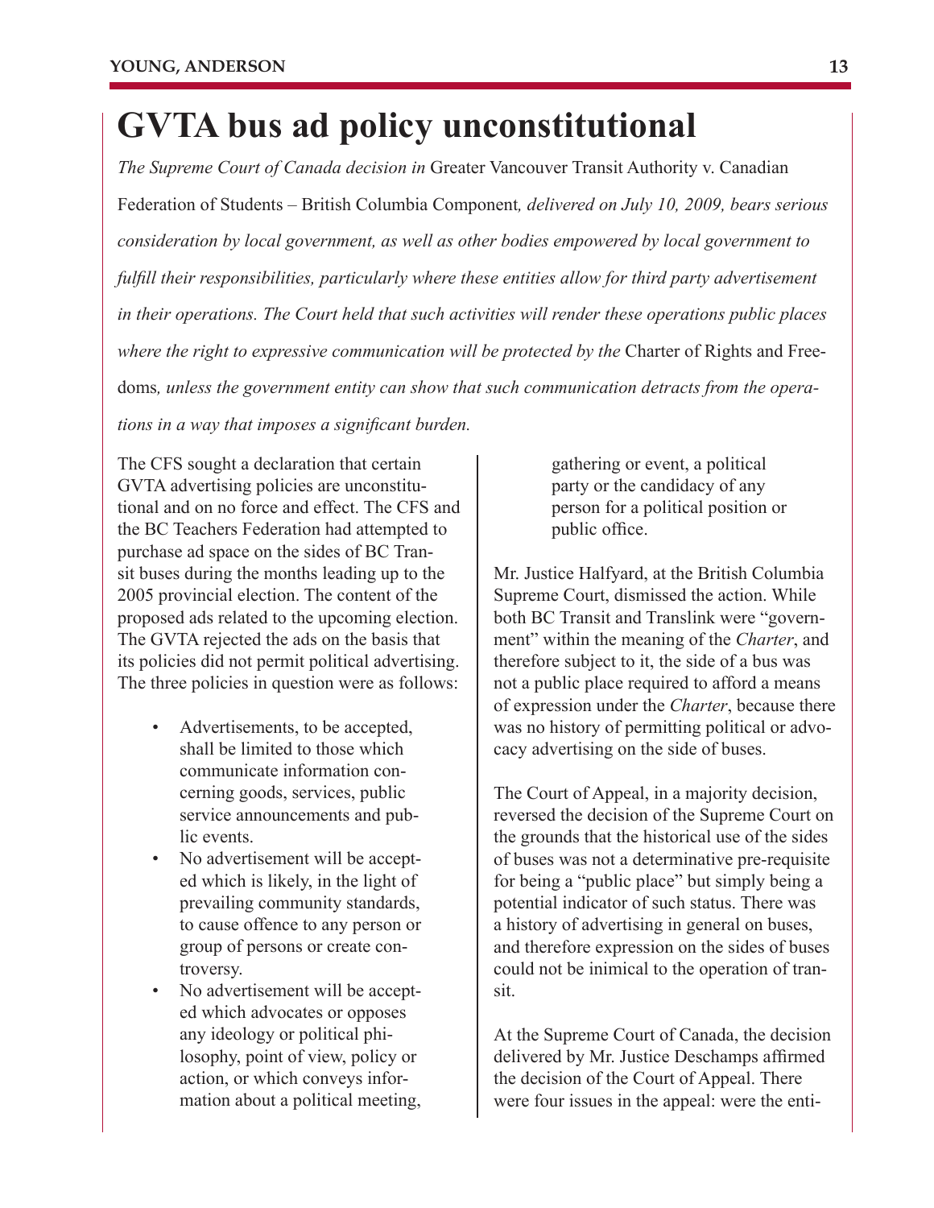# GVTA bus ad policy unconstitutional

*The Supreme Court of Canada decision in* Greater Vancouver Transit Authority v. Canadian Federation of Students – British Columbia Component*, delivered on July 10, 2009, bears serious consideration by local government, as well as other bodies empowered by local government to fulfill their responsibilities, particularly where these entities allow for third party advertisement in their operations. The Court held that such activities will render these operations public places where the right to expressive communication will be protected by the* Charter of Rights and Freedoms*, unless the government entity can show that such communication detracts from the operations in a way that imposes a significant burden.*

The CFS sought a declaration that certain GVTA advertising policies are unconstitutional and on no force and effect. The CFS and the BC Teachers Federation had attempted to purchase ad space on the sides of BC Transit buses during the months leading up to the 2005 provincial election. The content of the proposed ads related to the upcoming election. The GVTA rejected the ads on the basis that its policies did not permit political advertising. The three policies in question were as follows:

- Advertisements, to be accepted, shall be limited to those which communicate information concerning goods, services, public service announcements and public events.
- No advertisement will be accepted which is likely, in the light of prevailing community standards, to cause offence to any person or group of persons or create controversy.
- No advertisement will be accepted which advocates or opposes any ideology or political philosophy, point of view, policy or action, or which conveys information about a political meeting, gathering or event, a political party or the candidacy of any person for a political position or public office.

Mr. Justice Halfyard, at the British Columbia Supreme Court, dismissed the action. While both BC Transit and Translink were "government" within the meaning of the *Charter*, and therefore subject to it, the side of a bus was not a public place required to afford a means of expression under the *Charter*, because there was no history of permitting political or advocacy advertising on the side of buses.

The Court of Appeal, in a majority decision, reversed the decision of the Supreme Court on the grounds that the historical use of the sides of buses was not a determinative pre-requisite for being a "public place" but simply being a potential indicator of such status. There was a history of advertising in general on buses, and therefore expression on the sides of buses could not be inimical to the operation of transit.

At the Supreme Court of Canada, the decision delivered by Mr. Justice Deschamps affirmed the decision of the Court of Appeal. There were four issues in the appeal: were the enti-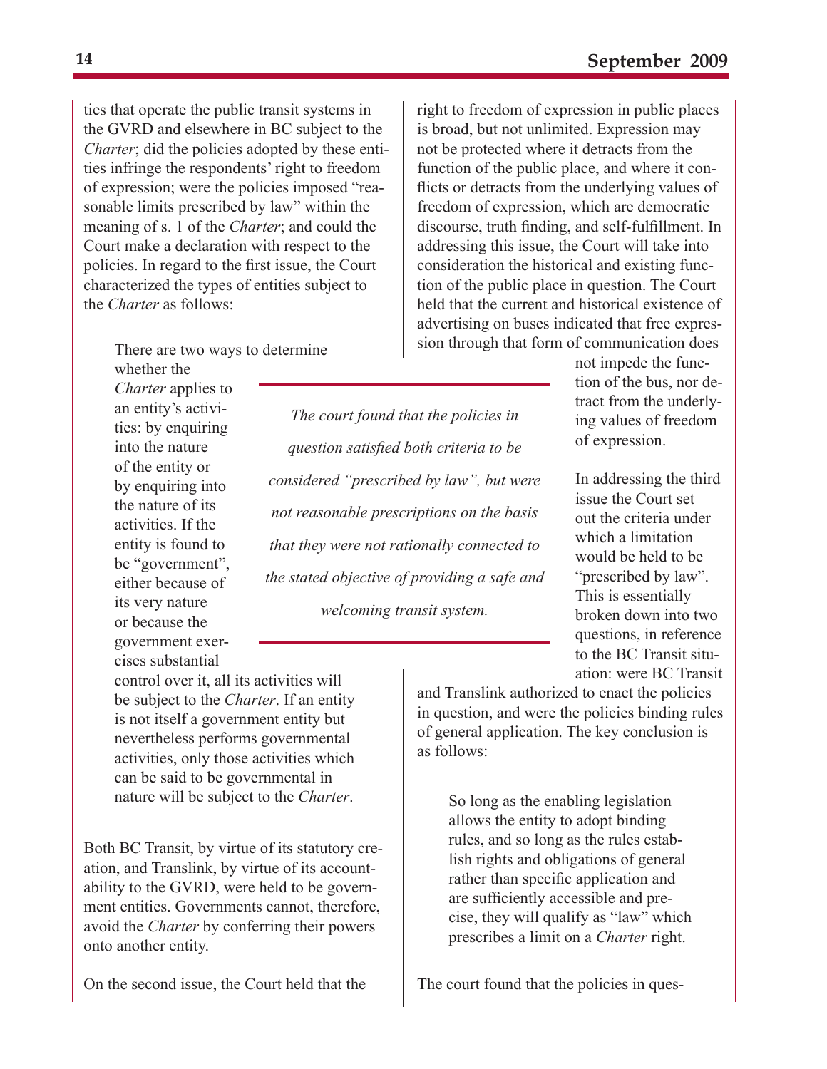ties that operate the public transit systems in the GVRD and elsewhere in BC subject to the *Charter*; did the policies adopted by these entities infringe the respondents' right to freedom of expression; were the policies imposed "reasonable limits prescribed by law" within the meaning of s. 1 of the *Charter*; and could the Court make a declaration with respect to the policies. In regard to the first issue, the Court characterized the types of entities subject to the *Charter* as follows:

> There are two ways to determine whether the *Charter* applies to an entity's activities: by enquiring into the nature of the entity or by enquiring into the nature of its activities. If the entity is found to be "government", either because of its very nature or because the government exercises substantial control over it, all its activities will be subject to the *Charter*. If an entity is not itself a government entity but nevertheless performs governmental activities, only those activities which can be said to be governmental in nature will be subject to the *Charter*.

Both BC Transit, by virtue of its statutory creation, and Translink, by virtue of its accountability to the GVRD, were held to be government entities. Governments cannot, therefore, avoid the *Charter* by conferring their powers onto another entity.

On the second issue, the Court held that the right to freedom of expression in public places is broad, but not unlimited. Expression may not be protected where it detracts from the function of the public place, and where it conflicts or detracts from the underlying values of freedom of expression, which are democratic discourse, truth finding, and self-fulfillment. In addressing this issue, the Court will take into consideration the historical and existing function of the public place in question. The Court held that the current and historical existence of advertising on buses indicated that free expression through that form of communication does not impede the function of the bus, nor detract from the underlying values of freedom of expression.

In addressing the third issue the Court set out the criteria under which a limitation would be held to be "prescribed by law". This is essentially broken down into two questions, in reference to the BC Transit situation: were BC Transit and Translink authorized to enact the policies in question, and were the policies binding rules of general application. The key conclusion is as follows:

> So long as the enabling legislation allows the entity to adopt binding rules, and so long as the rules establish rights and obligations of general rather than specific application and are sufficiently accessible and precise, they will qualify as "law" which prescribes a limit on a *Charter* right.

The court found that the policies in ques-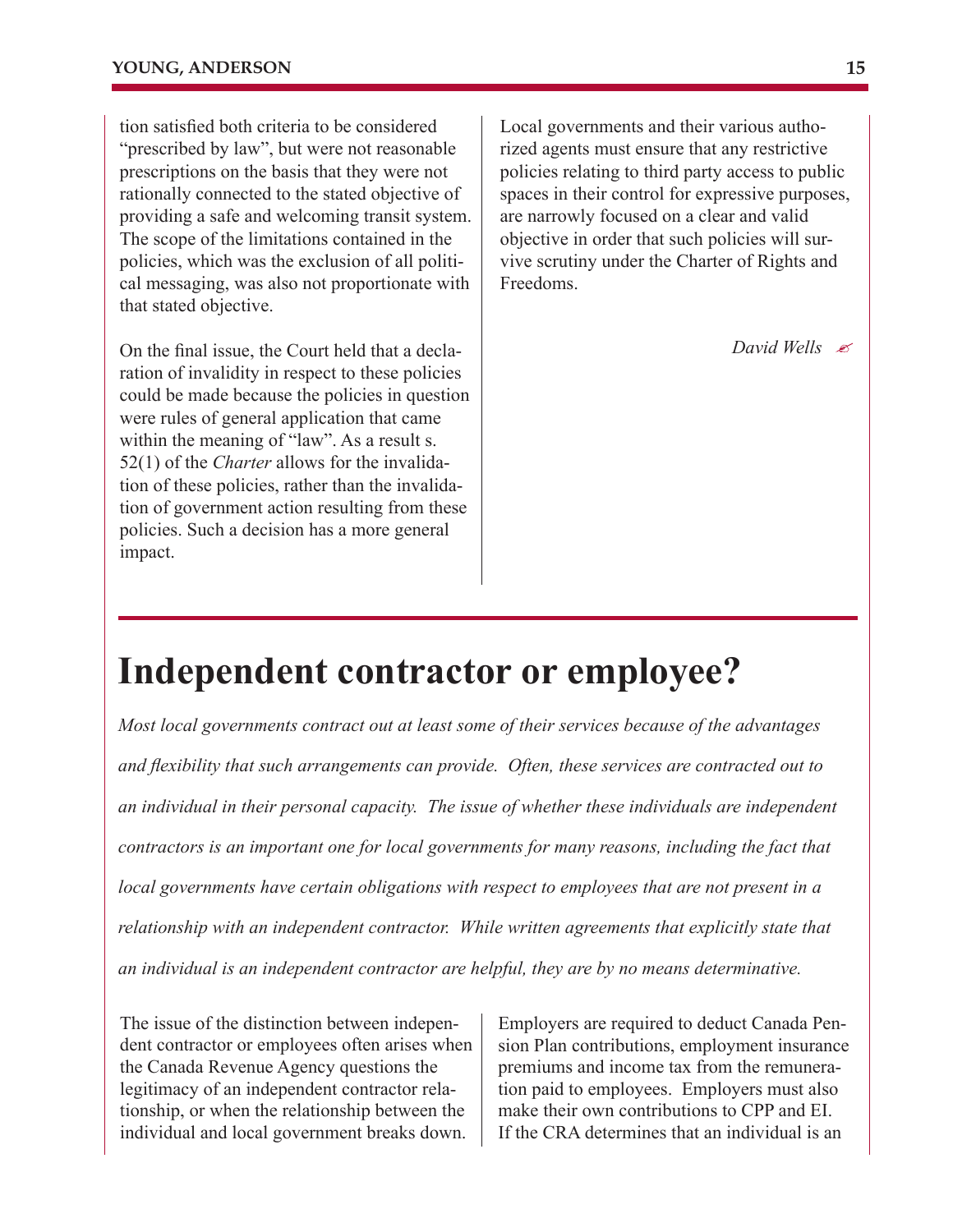tion satisfied both criteria to be considered "prescribed by law", but were not reasonable prescriptions on the basis that they were not rationally connected to the stated objective of providing a safe and welcoming transit system. The scope of the limitations contained in the policies, which was the exclusion of all political messaging, was also not proportionate with that stated objective.

On the final issue, the Court held that a declaration of invalidity in respect to these policies could be made because the policies in question were rules of general application that came within the meaning of "law". As a result s. 52(1) of the *Charter* allows for the invalidation of these policies, rather than the invalidation of government action resulting from these policies. Such a decision has a more general impact.

Local governments and their various authorized agents must ensure that any restrictive policies relating to third party access to public spaces in their control for expressive purposes, are narrowly focused on a clear and valid objective in order that such policies will survive scrutiny under the Charter of Rights and Freedoms.

*David Wells*

# Independent contractor or employee?

*Most local governments contract out at least some of their services because of the advantages and flexibility that such arrangements can provide. Often, these services are contracted out to an individual in their personal capacity. The issue of whether these individuals are independent contractors is an important one for local governments for many reasons, including the fact that local governments have certain obligations with respect to employees that are not present in a relationship with an independent contractor. While written agreements that explicitly state that an individual is an independent contractor are helpful, they are by no means determinative.*

The issue of the distinction between independent contractor or employees often arises when the Canada Revenue Agency questions the legitimacy of an independent contractor relationship, or when the relationship between the individual and local government breaks down.

Employers are required to deduct Canada Pension Plan contributions, employment insurance premiums and income tax from the remuneration paid to employees. Employers must also make their own contributions to CPP and EI. If the CRA determines that an individual is an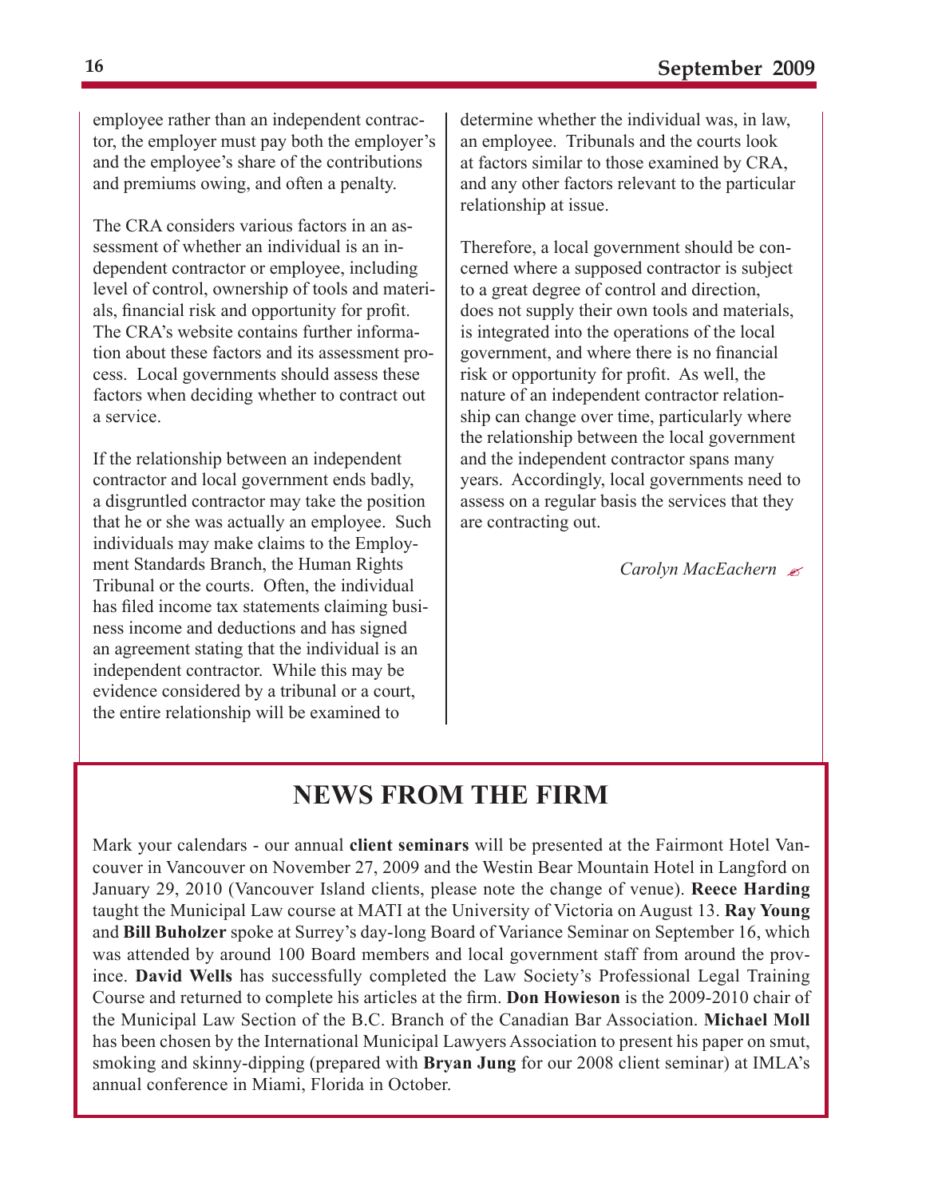employee rather than an independent contractor, the employer must pay both the employer's and the employee's share of the contributions and premiums owing, and often a penalty.

The CRA considers various factors in an assessment of whether an individual is an independent contractor or employee, including level of control, ownership of tools and materials, financial risk and opportunity for profit. The CRA's website contains further information about these factors and its assessment process. Local governments should assess these factors when deciding whether to contract out a service.

If the relationship between an independent contractor and local government ends badly, a disgruntled contractor may take the position that he or she was actually an employee. Such individuals may make claims to the Employment Standards Branch, the Human Rights Tribunal or the courts. Often, the individual has filed income tax statements claiming business income and deductions and has signed an agreement stating that the individual is an independent contractor. While this may be evidence considered by a tribunal or a court, the entire relationship will be examined to determine whether the individual was, in law, an employee. Tribunals and the courts look at factors similar to those examined by CRA, and any other factors relevant to the particular relationship at issue.

Therefore, a local government should be concerned where a supposed contractor is subject to a great degree of control and direction, does not supply their own tools and materials, is integrated into the operations of the local government, and where there is no financial risk or opportunity for profit. As well, the nature of an independent contractor relationship can change over time, particularly where the relationship between the local government and the independent contractor spans many years. Accordingly, local governments need to assess on a regular basis the services that they are contracting out.

*Carolyn MacEachern*

## NEWS FROM THE FIRM

Mark your calendars - our annual **client seminars** will be presented at the Fairmont Hotel Vancouver in Vancouver on November 27, 2009 and the Westin Bear Mountain Hotel in Langford on January 29, 2010 (Vancouver Island clients, please note the change of venue). **Reece Harding** taught the Municipal Law course at MATI at the University of Victoria on August 13. **Ray Young** and **Bill Buholzer** spoke at Surrey's day-long Board of Variance Seminar on September 16, which was attended by around 100 Board members and local government staff from around the province. **David Wells** has successfully completed the Law Society's Professional Legal Training Course and returned to complete his articles at the firm. **Don Howieson** is the 2009-2010 chair of the Municipal Law Section of the B.C. Branch of the Canadian Bar Association. **Michael Moll** has been chosen by the International Municipal Lawyers Association to present his paper on smut, smoking and skinny-dipping (prepared with **Bryan Jung** for our 2008 client seminar) at IMLA's annual conference in Miami, Florida in October.